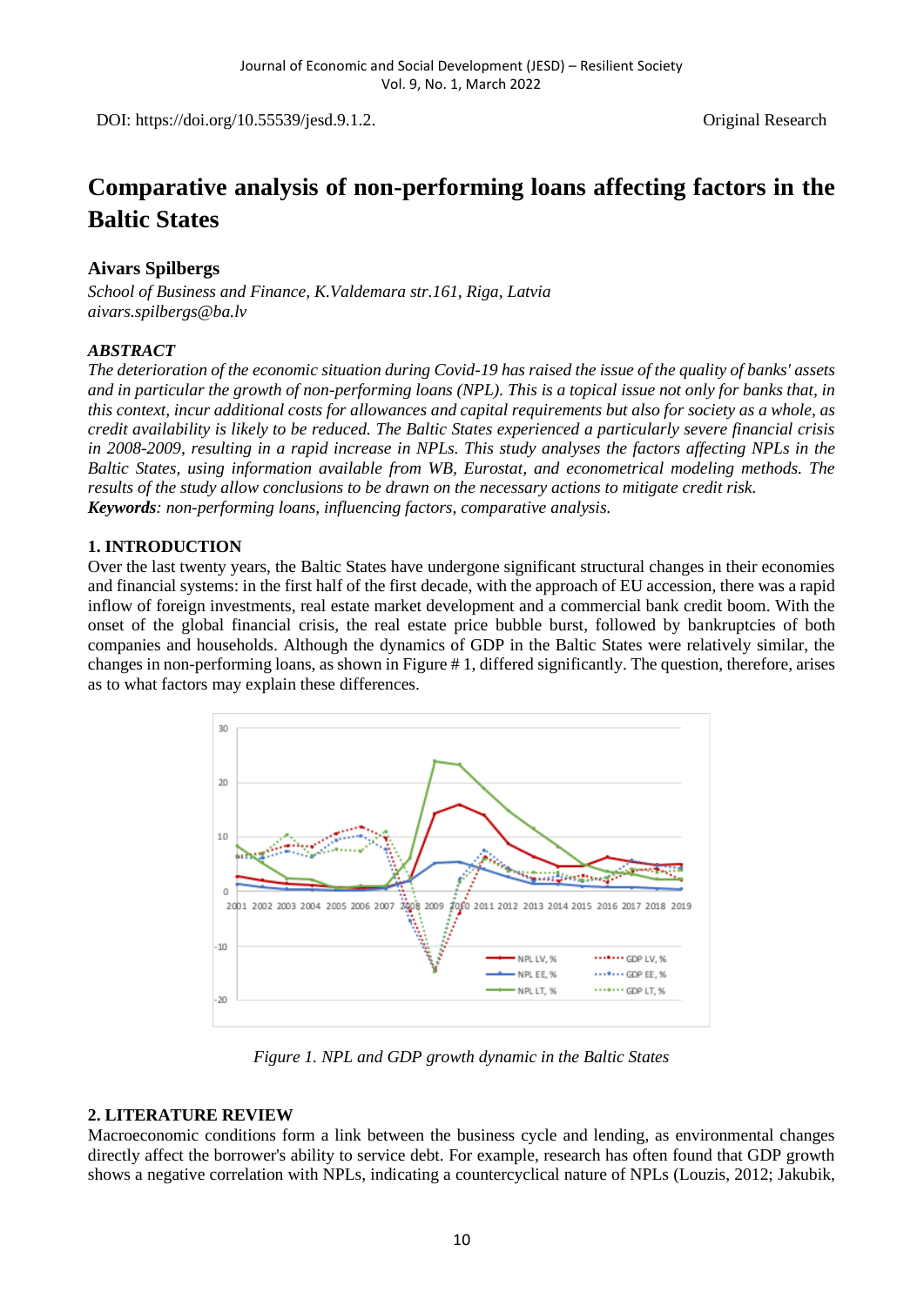DOI: https://doi.org/10.55539/jesd.9.1.2. Original Research

# Comparative analysis of non-performing loans affecting factors in the Baltic States

**Aivars Spilbergs**

*School of Business and Finance, K.Valdemara str.161, Riga, Latvia*
*aivars.spilbergs@ba.lv*

***ABSTRACT***

*The deterioration of the economic situation during Covid-19 has raised the issue of the quality of banks' assets and in particular the growth of non-performing loans (NPL). This is a topical issue not only for banks that, in this context, incur additional costs for allowances and capital requirements but also for society as a whole, as credit availability is likely to be reduced. The Baltic States experienced a particularly severe financial crisis in 2008-2009, resulting in a rapid increase in NPLs. This study analyses the factors affecting NPLs in the Baltic States, using information available from WB, Eurostat, and econometrical modeling methods. The results of the study allow conclusions to be drawn on the necessary actions to mitigate credit risk.*

***Keywords****: non-performing loans, influencing factors, comparative analysis.*

## 1. INTRODUCTION

Over the last twenty years, the Baltic States have undergone significant structural changes in their economies and financial systems: in the first half of the first decade, with the approach of EU accession, there was a rapid inflow of foreign investments, real estate market development and a commercial bank credit boom. With the onset of the global financial crisis, the real estate price bubble burst, followed by bankruptcies of both companies and households. Although the dynamics of GDP in the Baltic States were relatively similar, the changes in non-performing loans, as shown in Figure # 1, differed significantly. The question, therefore, arises as to what factors may explain these differences.

*Figure 1. NPL and GDP growth dynamic in the Baltic States*

## 2. LITERATURE REVIEW

Macroeconomic conditions form a link between the business cycle and lending, as environmental changes directly affect the borrower's ability to service debt. For example, research has often found that GDP growth shows a negative correlation with NPLs, indicating a countercyclical nature of NPLs (Louzis, 2012; Jakubik,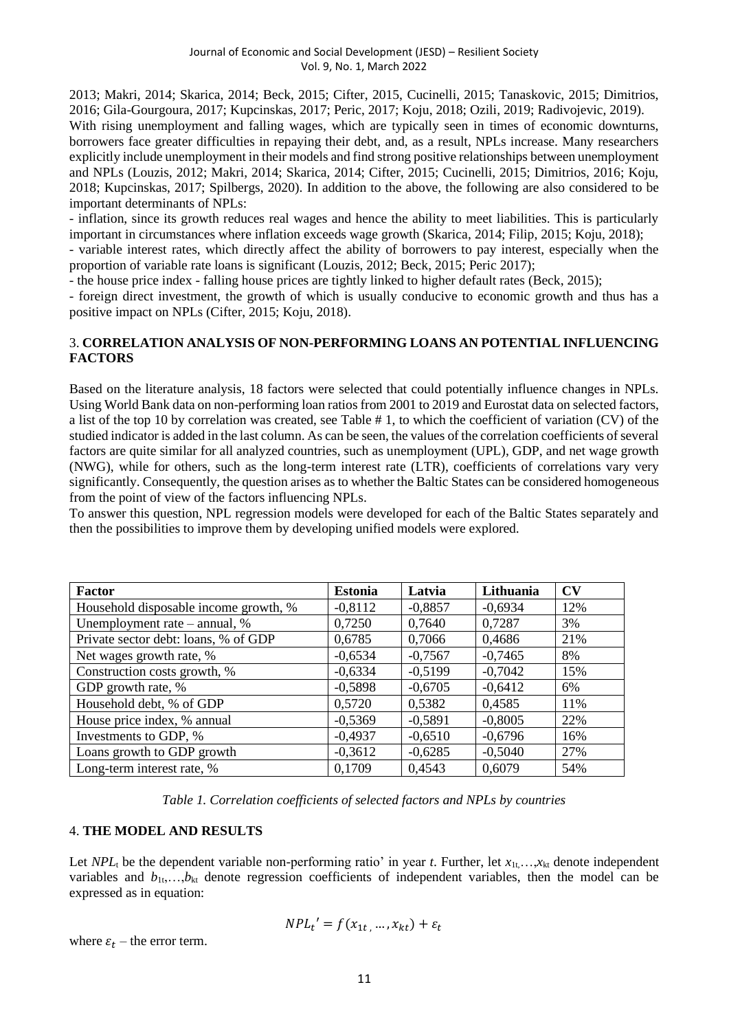2013; Makri, 2014; Skarica, 2014; Beck, 2015; Cifter, 2015, Cucinelli, 2015; Tanaskovic, 2015; Dimitrios, 2016; Gila-Gourgoura, 2017; Kupcinskas, 2017; Peric, 2017; Koju, 2018; Ozili, 2019; Radivojevic, 2019).

With rising unemployment and falling wages, which are typically seen in times of economic downturns, borrowers face greater difficulties in repaying their debt, and, as a result, NPLs increase. Many researchers explicitly include unemployment in their models and find strong positive relationships between unemployment and NPLs (Louzis, 2012; Makri, 2014; Skarica, 2014; Cifter, 2015; Cucinelli, 2015; Dimitrios, 2016; Koju, 2018; Kupcinskas, 2017; Spilbergs, 2020). In addition to the above, the following are also considered to be important determinants of NPLs:

- inflation, since its growth reduces real wages and hence the ability to meet liabilities. This is particularly important in circumstances where inflation exceeds wage growth (Skarica, 2014; Filip, 2015; Koju, 2018);
- variable interest rates, which directly affect the ability of borrowers to pay interest, especially when the proportion of variable rate loans is significant (Louzis, 2012; Beck, 2015; Peric 2017);
- the house price index - falling house prices are tightly linked to higher default rates (Beck, 2015);
- foreign direct investment, the growth of which is usually conducive to economic growth and thus has a positive impact on NPLs (Cifter, 2015; Koju, 2018).

## 3. CORRELATION ANALYSIS OF NON-PERFORMING LOANS AN POTENTIAL INFLUENCING FACTORS

Based on the literature analysis, 18 factors were selected that could potentially influence changes in NPLs. Using World Bank data on non-performing loan ratios from 2001 to 2019 and Eurostat data on selected factors, a list of the top 10 by correlation was created, see Table # 1, to which the coefficient of variation (CV) of the studied indicator is added in the last column. As can be seen, the values of the correlation coefficients of several factors are quite similar for all analyzed countries, such as unemployment (UPL), GDP, and net wage growth (NWG), while for others, such as the long-term interest rate (LTR), coefficients of correlations vary very significantly. Consequently, the question arises as to whether the Baltic States can be considered homogeneous from the point of view of the factors influencing NPLs.

To answer this question, NPL regression models were developed for each of the Baltic States separately and then the possibilities to improve them by developing unified models were explored.

| Factor | Estonia | Latvia | Lithuania | CV |
|---|---|---|---|---|
| Household disposable income growth, % | -0,8112 | -0,8857 | -0,6934 | 12% |
| Unemployment rate – annual, % | 0,7250 | 0,7640 | 0,7287 | 3% |
| Private sector debt: loans, % of GDP | 0,6785 | 0,7066 | 0,4686 | 21% |
| Net wages growth rate, % | -0,6534 | -0,7567 | -0,7465 | 8% |
| Construction costs growth, % | -0,6334 | -0,5199 | -0,7042 | 15% |
| GDP growth rate, % | -0,5898 | -0,6705 | -0,6412 | 6% |
| Household debt, % of GDP | 0,5720 | 0,5382 | 0,4585 | 11% |
| House price index, % annual | -0,5369 | -0,5891 | -0,8005 | 22% |
| Investments to GDP, % | -0,4937 | -0,6510 | -0,6796 | 16% |
| Loans growth to GDP growth | -0,3612 | -0,6285 | -0,5040 | 27% |
| Long-term interest rate, % | 0,1709 | 0,4543 | 0,6079 | 54% |

*Table 1. Correlation coefficients of selected factors and NPLs by countries*

## 4. THE MODEL AND RESULTS

Let $NPL_t$ be the dependent variable non-performing ratio' in year $t$. Further, let $x_{1t},\ldots,x_{kt}$ denote independent variables and $b_{1t},\ldots,b_{kt}$ denote regression coefficients of independent variables, then the model can be expressed as in equation:

$$NPL_t' = f(x_{1t}, \ldots, x_{kt}) + \varepsilon_t$$

where $\varepsilon_t$ – the error term.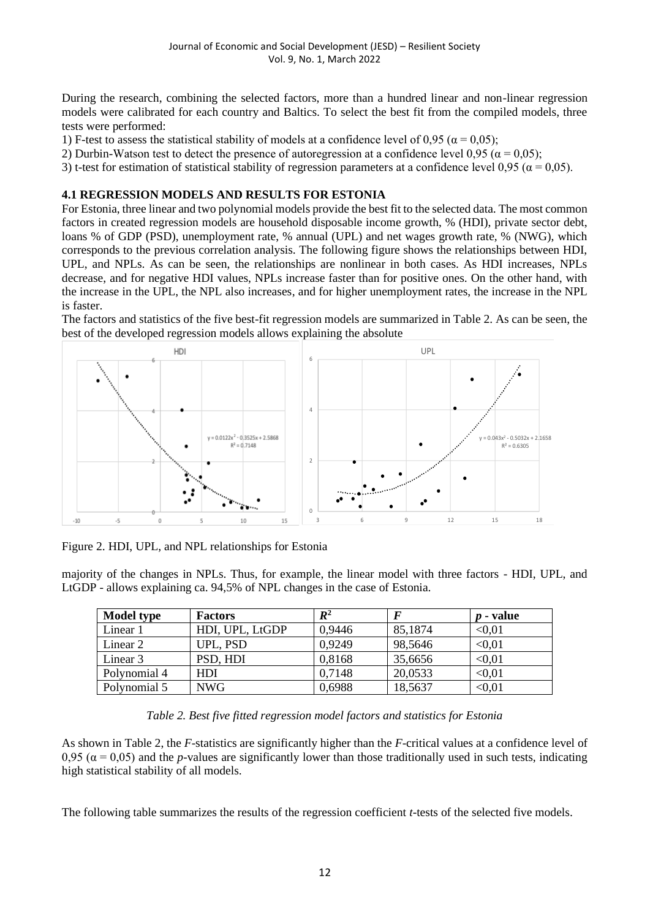During the research, combining the selected factors, more than a hundred linear and non-linear regression models were calibrated for each country and Baltics. To select the best fit from the compiled models, three tests were performed:

1) F-test to assess the statistical stability of models at a confidence level of 0,95 ($\alpha = 0,05$);
2) Durbin-Watson test to detect the presence of autoregression at a confidence level 0,95 ($\alpha = 0,05$);
3) t-test for estimation of statistical stability of regression parameters at a confidence level 0,95 ($\alpha = 0,05$).

### 4.1 REGRESSION MODELS AND RESULTS FOR ESTONIA

For Estonia, three linear and two polynomial models provide the best fit to the selected data. The most common factors in created regression models are household disposable income growth, % (HDI), private sector debt, loans % of GDP (PSD), unemployment rate, % annual (UPL) and net wages growth rate, % (NWG), which corresponds to the previous correlation analysis. The following figure shows the relationships between HDI, UPL, and NPLs. As can be seen, the relationships are nonlinear in both cases. As HDI increases, NPLs decrease, and for negative HDI values, NPLs increase faster than for positive ones. On the other hand, with the increase in the UPL, the NPL also increases, and for higher unemployment rates, the increase in the NPL is faster.

The factors and statistics of the five best-fit regression models are summarized in Table 2. As can be seen, the best of the developed regression models allows explaining the absolute majority of the changes in NPLs. Thus, for example, the linear model with three factors - HDI, UPL, and LtGDP - allows explaining ca. 94,5% of NPL changes in the case of Estonia.

Figure 2. HDI, UPL, and NPL relationships for Estonia

| Model type | Factors | $R^2$ | $F$ | $p$ - value |
|---|---|---|---|---|
| Linear 1 | HDI, UPL, LtGDP | 0,9446 | 85,1874 | <0,01 |
| Linear 2 | UPL, PSD | 0,9249 | 98,5646 | <0,01 |
| Linear 3 | PSD, HDI | 0,8168 | 35,6656 | <0,01 |
| Polynomial 4 | HDI | 0,7148 | 20,0533 | <0,01 |
| Polynomial 5 | NWG | 0,6988 | 18,5637 | <0,01 |

*Table 2. Best five fitted regression model factors and statistics for Estonia*

As shown in Table 2, the $F$-statistics are significantly higher than the $F$-critical values at a confidence level of 0,95 ($\alpha = 0,05$) and the $p$-values are significantly lower than those traditionally used in such tests, indicating high statistical stability of all models.

The following table summarizes the results of the regression coefficient $t$-tests of the selected five models.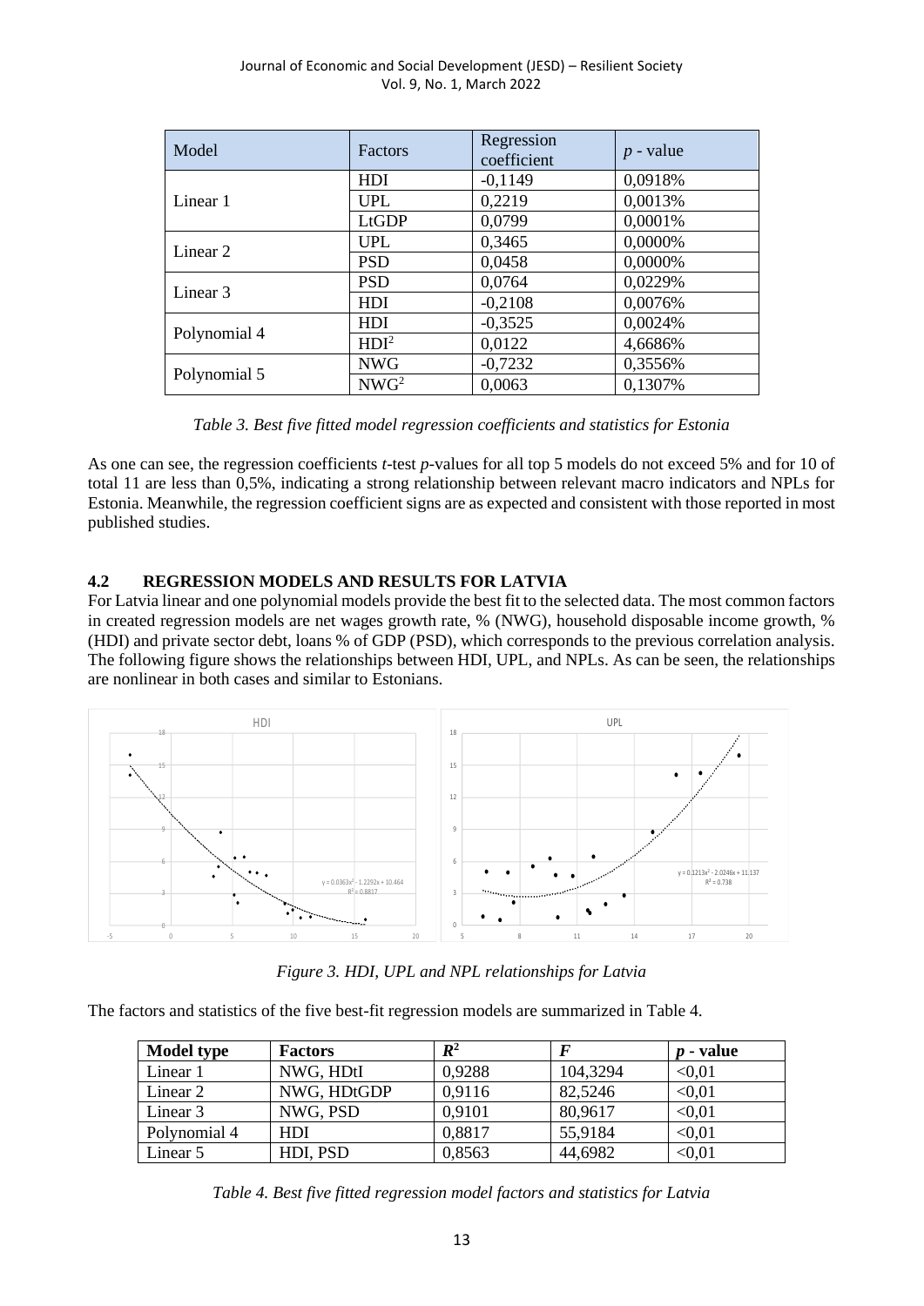| Model | Factors | Regression coefficient | $p$ - value |
|---|---|---|---|
| Linear 1 | HDI | -0,1149 | 0,0918% |
| | UPL | 0,2219 | 0,0013% |
| | LtGDP | 0,0799 | 0,0001% |
| Linear 2 | UPL | 0,3465 | 0,0000% |
| | PSD | 0,0458 | 0,0000% |
| Linear 3 | PSD | 0,0764 | 0,0229% |
| | HDI | -0,2108 | 0,0076% |
| Polynomial 4 | HDI | -0,3525 | 0,0024% |
| | $HDI^2$ | 0,0122 | 4,6686% |
| Polynomial 5 | NWG | -0,7232 | 0,3556% |
| | $NWG^2$ | 0,0063 | 0,1307% |

*Table 3. Best five fitted model regression coefficients and statistics for Estonia*

As one can see, the regression coefficients *t*-test *p*-values for all top 5 models do not exceed 5% and for 10 of total 11 are less than 0,5%, indicating a strong relationship between relevant macro indicators and NPLs for Estonia. Meanwhile, the regression coefficient signs are as expected and consistent with those reported in most published studies.

### 4.2 REGRESSION MODELS AND RESULTS FOR LATVIA

For Latvia linear and one polynomial models provide the best fit to the selected data. The most common factors in created regression models are net wages growth rate, % (NWG), household disposable income growth, % (HDI) and private sector debt, loans % of GDP (PSD), which corresponds to the previous correlation analysis. The following figure shows the relationships between HDI, UPL, and NPLs. As can be seen, the relationships are nonlinear in both cases and similar to Estonians.

*Figure 3. HDI, UPL and NPL relationships for Latvia*

The factors and statistics of the five best-fit regression models are summarized in Table 4.

| Model type | Factors | $R^2$ | $F$ | $p$ - value |
|---|---|---|---|---|
| Linear 1 | NWG, HDtI | 0,9288 | 104,3294 | <0,01 |
| Linear 2 | NWG, HDtGDP | 0,9116 | 82,5246 | <0,01 |
| Linear 3 | NWG, PSD | 0,9101 | 80,9617 | <0,01 |
| Polynomial 4 | HDI | 0,8817 | 55,9184 | <0,01 |
| Linear 5 | HDI, PSD | 0,8563 | 44,6982 | <0,01 |

*Table 4. Best five fitted regression model factors and statistics for Latvia*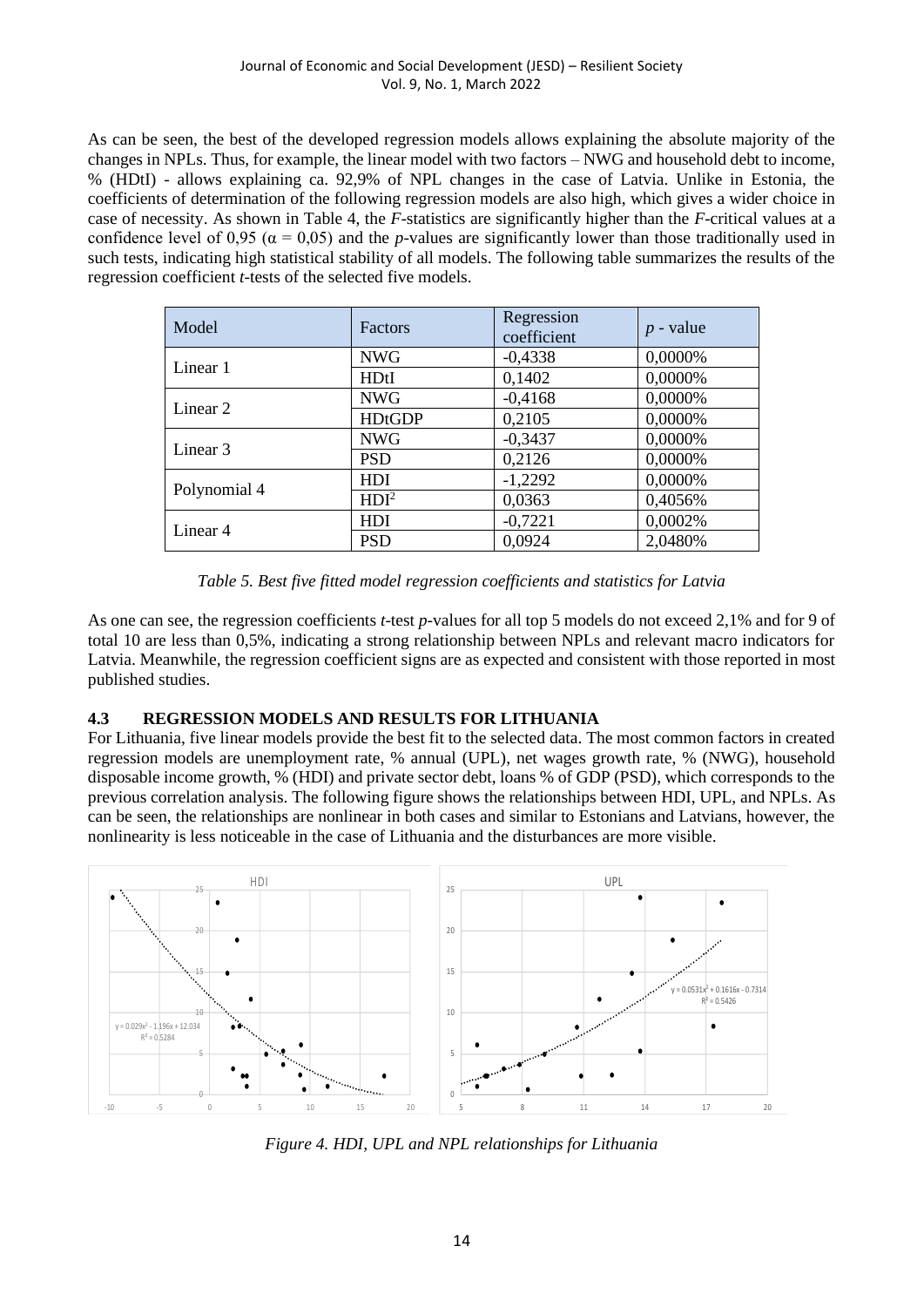As can be seen, the best of the developed regression models allows explaining the absolute majority of the changes in NPLs. Thus, for example, the linear model with two factors – NWG and household debt to income, % (HDtI) - allows explaining ca. 92,9% of NPL changes in the case of Latvia. Unlike in Estonia, the coefficients of determination of the following regression models are also high, which gives a wider choice in case of necessity. As shown in Table 4, the *F*-statistics are significantly higher than the *F*-critical values at a confidence level of 0,95 ($\alpha = 0{,}05$) and the *p*-values are significantly lower than those traditionally used in such tests, indicating high statistical stability of all models. The following table summarizes the results of the regression coefficient *t*-tests of the selected five models.

| Model | Factors | Regression coefficient | *p* - value |
|---|---|---|---|
| Linear 1 | NWG | -0,4338 | 0,0000% |
| | HDtI | 0,1402 | 0,0000% |
| Linear 2 | NWG | -0,4168 | 0,0000% |
| | HDtGDP | 0,2105 | 0,0000% |
| Linear 3 | NWG | -0,3437 | 0,0000% |
| | PSD | 0,2126 | 0,0000% |
| Polynomial 4 | HDI | -1,2292 | 0,0000% |
| | $HDI^2$ | 0,0363 | 0,4056% |
| Linear 4 | HDI | -0,7221 | 0,0002% |
| | PSD | 0,0924 | 2,0480% |

*Table 5. Best five fitted model regression coefficients and statistics for Latvia*

As one can see, the regression coefficients *t*-test *p*-values for all top 5 models do not exceed 2,1% and for 9 of total 10 are less than 0,5%, indicating a strong relationship between NPLs and relevant macro indicators for Latvia. Meanwhile, the regression coefficient signs are as expected and consistent with those reported in most published studies.

### 4.3 REGRESSION MODELS AND RESULTS FOR LITHUANIA

For Lithuania, five linear models provide the best fit to the selected data. The most common factors in created regression models are unemployment rate, % annual (UPL), net wages growth rate, % (NWG), household disposable income growth, % (HDI) and private sector debt, loans % of GDP (PSD), which corresponds to the previous correlation analysis. The following figure shows the relationships between HDI, UPL, and NPLs. As can be seen, the relationships are nonlinear in both cases and similar to Estonians and Latvians, however, the nonlinearity is less noticeable in the case of Lithuania and the disturbances are more visible.

*Figure 4. HDI, UPL and NPL relationships for Lithuania*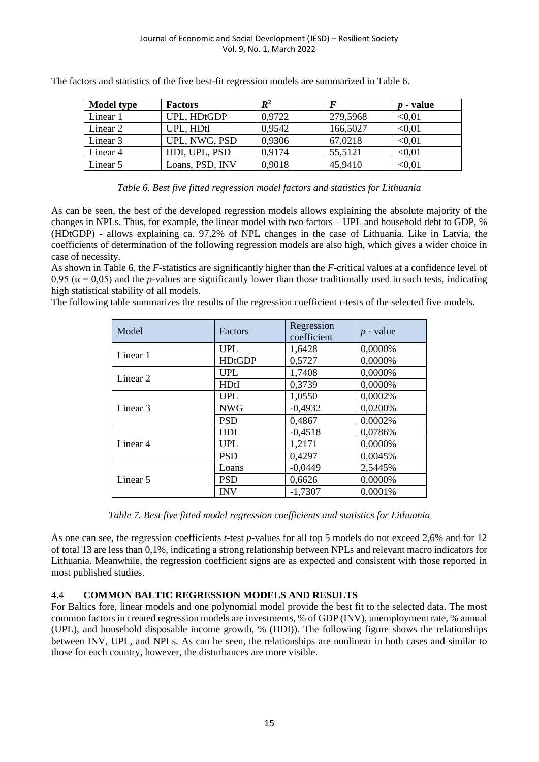The factors and statistics of the five best-fit regression models are summarized in Table 6.

| **Model type** | **Factors** | $R^2$ | $F$ | $p$ **- value** |
|---|---|---|---|---|
| Linear 1 | UPL, HDtGDP | 0,9722 | 279,5968 | <0,01 |
| Linear 2 | UPL, HDtI | 0,9542 | 166,5027 | <0,01 |
| Linear 3 | UPL, NWG, PSD | 0,9306 | 67,0218 | <0,01 |
| Linear 4 | HDI, UPL, PSD | 0,9174 | 55,5121 | <0,01 |
| Linear 5 | Loans, PSD, INV | 0,9018 | 45,9410 | <0,01 |

*Table 6. Best five fitted regression model factors and statistics for Lithuania*

As can be seen, the best of the developed regression models allows explaining the absolute majority of the changes in NPLs. Thus, for example, the linear model with two factors – UPL and household debt to GDP, % (HDtGDP) - allows explaining ca. 97,2% of NPL changes in the case of Lithuania. Like in Latvia, the coefficients of determination of the following regression models are also high, which gives a wider choice in case of necessity.

As shown in Table 6, the *F*-statistics are significantly higher than the *F*-critical values at a confidence level of 0,95 ($\alpha = 0{,}05$) and the *p*-values are significantly lower than those traditionally used in such tests, indicating high statistical stability of all models.

The following table summarizes the results of the regression coefficient *t*-tests of the selected five models.

| Model | Factors | Regression coefficient | $p$ - value |
|---|---|---|---|
| Linear 1 | UPL | 1,6428 | 0,0000% |
| | HDtGDP | 0,5727 | 0,0000% |
| Linear 2 | UPL | 1,7408 | 0,0000% |
| | HDtI | 0,3739 | 0,0000% |
| Linear 3 | UPL | 1,0550 | 0,0002% |
| | NWG | -0,4932 | 0,0200% |
| | PSD | 0,4867 | 0,0002% |
| Linear 4 | HDI | -0,4518 | 0,0786% |
| | UPL | 1,2171 | 0,0000% |
| | PSD | 0,4297 | 0,0045% |
| Linear 5 | Loans | -0,0449 | 2,5445% |
| | PSD | 0,6626 | 0,0000% |
| | INV | -1,7307 | 0,0001% |

*Table 7. Best five fitted model regression coefficients and statistics for Lithuania*

As one can see, the regression coefficients *t*-test *p*-values for all top 5 models do not exceed 2,6% and for 12 of total 13 are less than 0,1%, indicating a strong relationship between NPLs and relevant macro indicators for Lithuania. Meanwhile, the regression coefficient signs are as expected and consistent with those reported in most published studies.

### 4.4 COMMON BALTIC REGRESSION MODELS AND RESULTS

For Baltics fore, linear models and one polynomial model provide the best fit to the selected data. The most common factors in created regression models are investments, % of GDP (INV), unemployment rate, % annual (UPL), and household disposable income growth, % (HDI)). The following figure shows the relationships between INV, UPL, and NPLs. As can be seen, the relationships are nonlinear in both cases and similar to those for each country, however, the disturbances are more visible.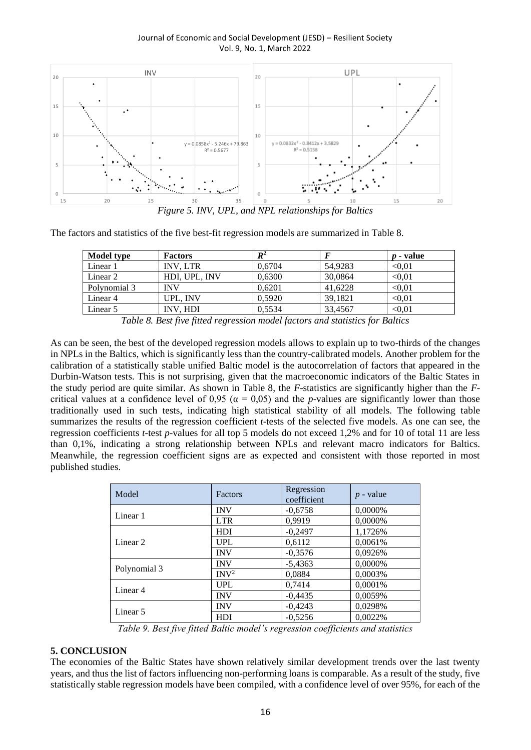*Figure 5. INV, UPL, and NPL relationships for Baltics*

The factors and statistics of the five best-fit regression models are summarized in Table 8.

| Model type | Factors | $R^2$ | $F$ | $p$ - value |
|---|---|---|---|---|
| Linear 1 | INV, LTR | 0,6704 | 54,9283 | <0,01 |
| Linear 2 | HDI, UPL, INV | 0,6300 | 30,0864 | <0,01 |
| Polynomial 3 | INV | 0,6201 | 41,6228 | <0,01 |
| Linear 4 | UPL, INV | 0,5920 | 39,1821 | <0,01 |
| Linear 5 | INV, HDI | 0,5534 | 33,4567 | <0,01 |

*Table 8. Best five fitted regression model factors and statistics for Baltics*

As can be seen, the best of the developed regression models allows to explain up to two-thirds of the changes in NPLs in the Baltics, which is significantly less than the country-calibrated models. Another problem for the calibration of a statistically stable unified Baltic model is the autocorrelation of factors that appeared in the Durbin-Watson tests. This is not surprising, given that the macroeconomic indicators of the Baltic States in the study period are quite similar. As shown in Table 8, the *F*-statistics are significantly higher than the *F*-critical values at a confidence level of 0,95 ($\alpha$ = 0,05) and the *p*-values are significantly lower than those traditionally used in such tests, indicating high statistical stability of all models. The following table summarizes the results of the regression coefficient *t*-tests of the selected five models. As one can see, the regression coefficients *t*-test *p*-values for all top 5 models do not exceed 1,2% and for 10 of total 11 are less than 0,1%, indicating a strong relationship between NPLs and relevant macro indicators for Baltics. Meanwhile, the regression coefficient signs are as expected and consistent with those reported in most published studies.

| Model | Factors | Regression coefficient | $p$ - value |
|---|---|---|---|
| Linear 1 | INV | -0,6758 | 0,0000% |
| | LTR | 0,9919 | 0,0000% |
| Linear 2 | HDI | -0,2497 | 1,1726% |
| | UPL | 0,6112 | 0,0061% |
| | INV | -0,3576 | 0,0926% |
| Polynomial 3 | INV | -5,4363 | 0,0000% |
| | $INV^2$ | 0,0884 | 0,0003% |
| Linear 4 | UPL | 0,7414 | 0,0001% |
| | INV | -0,4435 | 0,0059% |
| Linear 5 | INV | -0,4243 | 0,0298% |
| | HDI | -0,5256 | 0,0022% |

*Table 9. Best five fitted Baltic model's regression coefficients and statistics*

## 5. CONCLUSION

The economies of the Baltic States have shown relatively similar development trends over the last twenty years, and thus the list of factors influencing non-performing loans is comparable. As a result of the study, five statistically stable regression models have been compiled, with a confidence level of over 95%, for each of the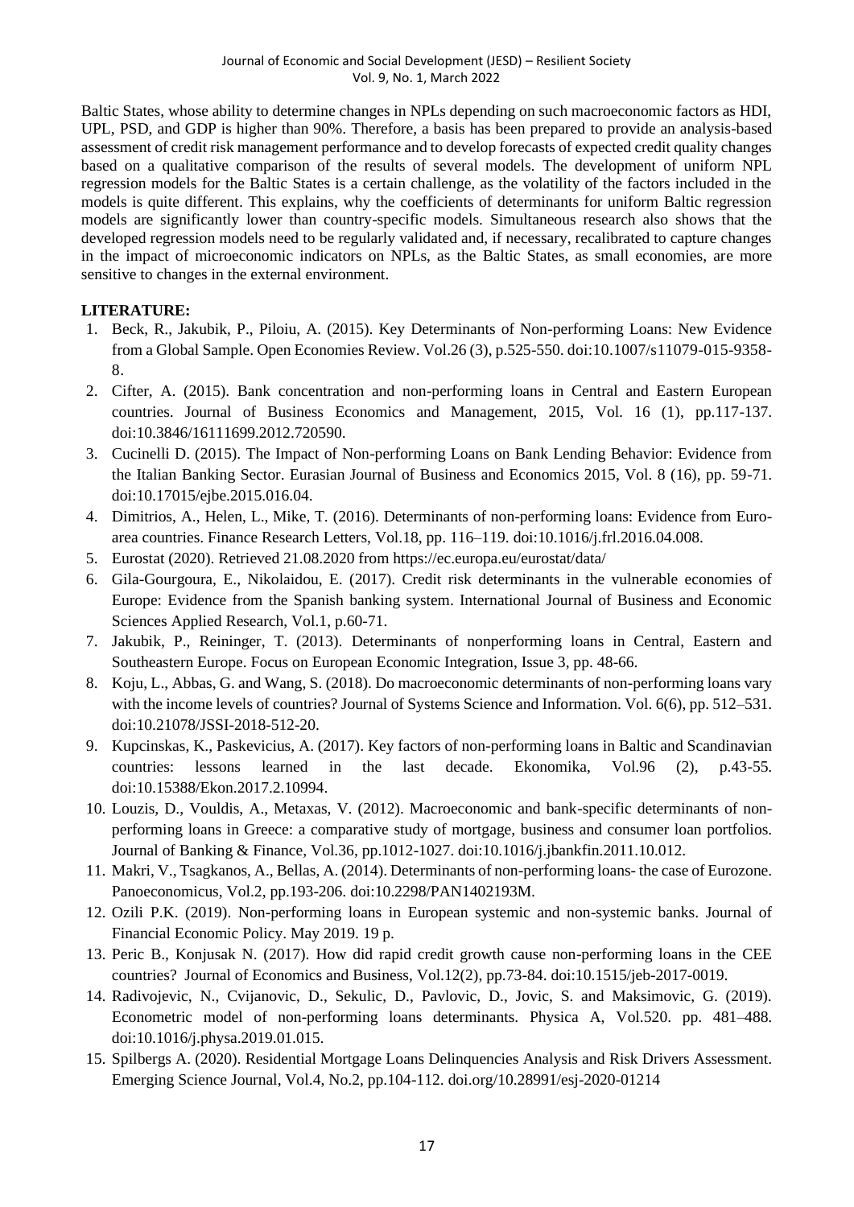Baltic States, whose ability to determine changes in NPLs depending on such macroeconomic factors as HDI, UPL, PSD, and GDP is higher than 90%. Therefore, a basis has been prepared to provide an analysis-based assessment of credit risk management performance and to develop forecasts of expected credit quality changes based on a qualitative comparison of the results of several models. The development of uniform NPL regression models for the Baltic States is a certain challenge, as the volatility of the factors included in the models is quite different. This explains, why the coefficients of determinants for uniform Baltic regression models are significantly lower than country-specific models. Simultaneous research also shows that the developed regression models need to be regularly validated and, if necessary, recalibrated to capture changes in the impact of microeconomic indicators on NPLs, as the Baltic States, as small economies, are more sensitive to changes in the external environment.

**LITERATURE:**

1. Beck, R., Jakubik, P., Piloiu, A. (2015). Key Determinants of Non-performing Loans: New Evidence from a Global Sample. Open Economies Review. Vol.26 (3), p.525-550. doi:10.1007/s11079-015-9358-8.
2. Cifter, A. (2015). Bank concentration and non-performing loans in Central and Eastern European countries. Journal of Business Economics and Management, 2015, Vol. 16 (1), pp.117-137. doi:10.3846/16111699.2012.720590.
3. Cucinelli D. (2015). The Impact of Non-performing Loans on Bank Lending Behavior: Evidence from the Italian Banking Sector. Eurasian Journal of Business and Economics 2015, Vol. 8 (16), pp. 59-71. doi:10.17015/ejbe.2015.016.04.
4. Dimitrios, A., Helen, L., Mike, T. (2016). Determinants of non-performing loans: Evidence from Euro-area countries. Finance Research Letters, Vol.18, pp. 116–119. doi:10.1016/j.frl.2016.04.008.
5. Eurostat (2020). Retrieved 21.08.2020 from https://ec.europa.eu/eurostat/data/
6. Gila-Gourgoura, E., Nikolaidou, E. (2017). Credit risk determinants in the vulnerable economies of Europe: Evidence from the Spanish banking system. International Journal of Business and Economic Sciences Applied Research, Vol.1, p.60-71.
7. Jakubik, P., Reininger, T. (2013). Determinants of nonperforming loans in Central, Eastern and Southeastern Europe. Focus on European Economic Integration, Issue 3, pp. 48-66.
8. Koju, L., Abbas, G. and Wang, S. (2018). Do macroeconomic determinants of non-performing loans vary with the income levels of countries? Journal of Systems Science and Information. Vol. 6(6), pp. 512–531. doi:10.21078/JSSI-2018-512-20.
9. Kupcinskas, K., Paskevicius, A. (2017). Key factors of non-performing loans in Baltic and Scandinavian countries: lessons learned in the last decade. Ekonomika, Vol.96 (2), p.43-55. doi:10.15388/Ekon.2017.2.10994.
10. Louzis, D., Vouldis, A., Metaxas, V. (2012). Macroeconomic and bank-specific determinants of non-performing loans in Greece: a comparative study of mortgage, business and consumer loan portfolios. Journal of Banking & Finance, Vol.36, pp.1012-1027. doi:10.1016/j.jbankfin.2011.10.012.
11. Makri, V., Tsagkanos, A., Bellas, A. (2014). Determinants of non-performing loans- the case of Eurozone. Panoeconomicus, Vol.2, pp.193-206. doi:10.2298/PAN1402193M.
12. Ozili P.K. (2019). Non-performing loans in European systemic and non-systemic banks. Journal of Financial Economic Policy. May 2019. 19 p.
13. Peric B., Konjusak N. (2017). How did rapid credit growth cause non-performing loans in the CEE countries? Journal of Economics and Business, Vol.12(2), pp.73-84. doi:10.1515/jeb-2017-0019.
14. Radivojevic, N., Cvijanovic, D., Sekulic, D., Pavlovic, D., Jovic, S. and Maksimovic, G. (2019). Econometric model of non-performing loans determinants. Physica A, Vol.520. pp. 481–488. doi:10.1016/j.physa.2019.01.015.
15. Spilbergs A. (2020). Residential Mortgage Loans Delinquencies Analysis and Risk Drivers Assessment. Emerging Science Journal, Vol.4, No.2, pp.104-112. doi.org/10.28991/esj-2020-01214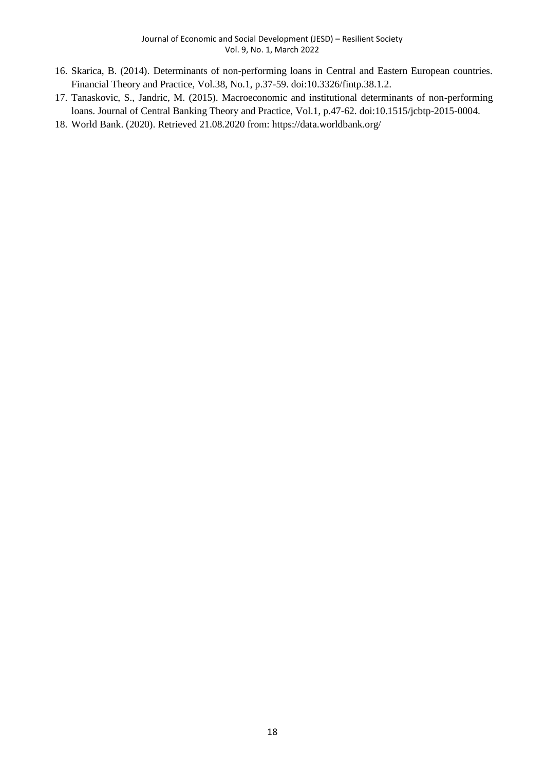16. Skarica, B. (2014). Determinants of non-performing loans in Central and Eastern European countries. Financial Theory and Practice, Vol.38, No.1, p.37-59. doi:10.3326/fintp.38.1.2.
17. Tanaskovic, S., Jandric, M. (2015). Macroeconomic and institutional determinants of non-performing loans. Journal of Central Banking Theory and Practice, Vol.1, p.47-62. doi:10.1515/jcbtp-2015-0004.
18. World Bank. (2020). Retrieved 21.08.2020 from: https://data.worldbank.org/